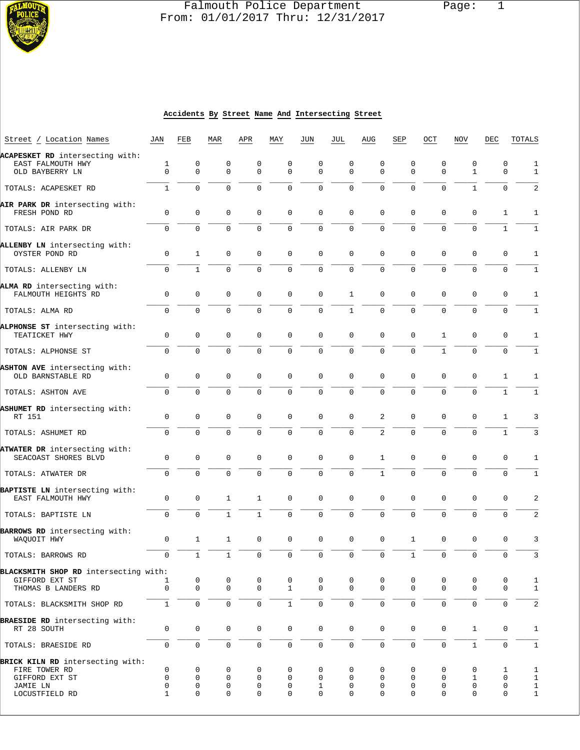# Falmouth Police Department

From: 01/01/2017 Thru: 12/31/2017

## Accidents By Street Name And Intersecting Street

| Street / Location Names | JAN | FEB | MAR | APR | MAY | JUN | JUL | AUG | SEP | OCT | NOV | DEC | TOTALS |
|---|---|---|---|---|---|---|---|---|---|---|---|---|---|
| **ACAPESKET RD** intersecting with: | | | | | | | | | | | | | |
| EAST FALMOUTH HWY | 1 | 0 | 0 | 0 | 0 | 0 | 0 | 0 | 0 | 0 | 0 | 0 | 1 |
| OLD BAYBERRY LN | 0 | 0 | 0 | 0 | 0 | 0 | 0 | 0 | 0 | 0 | 1 | 0 | 1 |
| TOTALS: ACAPESKET RD | 1 | 0 | 0 | 0 | 0 | 0 | 0 | 0 | 0 | 0 | 1 | 0 | 2 |
| **AIR PARK DR** intersecting with: | | | | | | | | | | | | | |
| FRESH POND RD | 0 | 0 | 0 | 0 | 0 | 0 | 0 | 0 | 0 | 0 | 0 | 1 | 1 |
| TOTALS: AIR PARK DR | 0 | 0 | 0 | 0 | 0 | 0 | 0 | 0 | 0 | 0 | 0 | 1 | 1 |
| **ALLENBY LN** intersecting with: | | | | | | | | | | | | | |
| OYSTER POND RD | 0 | 1 | 0 | 0 | 0 | 0 | 0 | 0 | 0 | 0 | 0 | 0 | 1 |
| TOTALS: ALLENBY LN | 0 | 1 | 0 | 0 | 0 | 0 | 0 | 0 | 0 | 0 | 0 | 0 | 1 |
| **ALMA RD** intersecting with: | | | | | | | | | | | | | |
| FALMOUTH HEIGHTS RD | 0 | 0 | 0 | 0 | 0 | 0 | 1 | 0 | 0 | 0 | 0 | 0 | 1 |
| TOTALS: ALMA RD | 0 | 0 | 0 | 0 | 0 | 0 | 1 | 0 | 0 | 0 | 0 | 0 | 1 |
| **ALPHONSE ST** intersecting with: | | | | | | | | | | | | | |
| TEATICKET HWY | 0 | 0 | 0 | 0 | 0 | 0 | 0 | 0 | 0 | 1 | 0 | 0 | 1 |
| TOTALS: ALPHONSE ST | 0 | 0 | 0 | 0 | 0 | 0 | 0 | 0 | 0 | 1 | 0 | 0 | 1 |
| **ASHTON AVE** intersecting with: | | | | | | | | | | | | | |
| OLD BARNSTABLE RD | 0 | 0 | 0 | 0 | 0 | 0 | 0 | 0 | 0 | 0 | 0 | 1 | 1 |
| TOTALS: ASHTON AVE | 0 | 0 | 0 | 0 | 0 | 0 | 0 | 0 | 0 | 0 | 0 | 1 | 1 |
| **ASHUMET RD** intersecting with: | | | | | | | | | | | | | |
| RT 151 | 0 | 0 | 0 | 0 | 0 | 0 | 0 | 2 | 0 | 0 | 0 | 1 | 3 |
| TOTALS: ASHUMET RD | 0 | 0 | 0 | 0 | 0 | 0 | 0 | 2 | 0 | 0 | 0 | 1 | 3 |
| **ATWATER DR** intersecting with: | | | | | | | | | | | | | |
| SEACOAST SHORES BLVD | 0 | 0 | 0 | 0 | 0 | 0 | 0 | 1 | 0 | 0 | 0 | 0 | 1 |
| TOTALS: ATWATER DR | 0 | 0 | 0 | 0 | 0 | 0 | 0 | 1 | 0 | 0 | 0 | 0 | 1 |
| **BAPTISTE LN** intersecting with: | | | | | | | | | | | | | |
| EAST FALMOUTH HWY | 0 | 0 | 1 | 1 | 0 | 0 | 0 | 0 | 0 | 0 | 0 | 0 | 2 |
| TOTALS: BAPTISTE LN | 0 | 0 | 1 | 1 | 0 | 0 | 0 | 0 | 0 | 0 | 0 | 0 | 2 |
| **BARROWS RD** intersecting with: | | | | | | | | | | | | | |
| WAQUOIT HWY | 0 | 1 | 1 | 0 | 0 | 0 | 0 | 0 | 1 | 0 | 0 | 0 | 3 |
| TOTALS: BARROWS RD | 0 | 1 | 1 | 0 | 0 | 0 | 0 | 0 | 1 | 0 | 0 | 0 | 3 |
| **BLACKSMITH SHOP RD** intersecting with: | | | | | | | | | | | | | |
| GIFFORD EXT ST | 1 | 0 | 0 | 0 | 0 | 0 | 0 | 0 | 0 | 0 | 0 | 0 | 1 |
| THOMAS B LANDERS RD | 0 | 0 | 0 | 0 | 1 | 0 | 0 | 0 | 0 | 0 | 0 | 0 | 1 |
| TOTALS: BLACKSMITH SHOP RD | 1 | 0 | 0 | 0 | 1 | 0 | 0 | 0 | 0 | 0 | 0 | 0 | 2 |
| **BRAESIDE RD** intersecting with: | | | | | | | | | | | | | |
| RT 28 SOUTH | 0 | 0 | 0 | 0 | 0 | 0 | 0 | 0 | 0 | 0 | 1 | 0 | 1 |
| TOTALS: BRAESIDE RD | 0 | 0 | 0 | 0 | 0 | 0 | 0 | 0 | 0 | 0 | 1 | 0 | 1 |
| **BRICK KILN RD** intersecting with: | | | | | | | | | | | | | |
| FIRE TOWER RD | 0 | 0 | 0 | 0 | 0 | 0 | 0 | 0 | 0 | 0 | 0 | 1 | 1 |
| GIFFORD EXT ST | 0 | 0 | 0 | 0 | 0 | 0 | 0 | 0 | 0 | 0 | 1 | 0 | 1 |
| JAMIE LN | 0 | 0 | 0 | 0 | 0 | 1 | 0 | 0 | 0 | 0 | 0 | 0 | 1 |
| LOCUSTFIELD RD | 1 | 0 | 0 | 0 | 0 | 0 | 0 | 0 | 0 | 0 | 0 | 0 | 1 |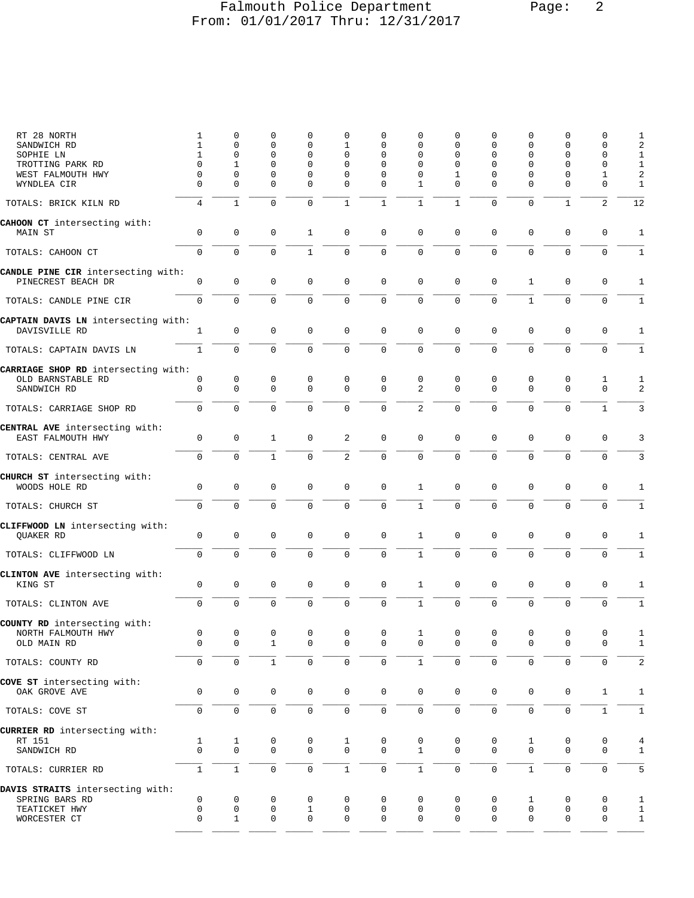# Falmouth Police Department
From: 01/01/2017 Thru: 12/31/2017

| | | | | | | | | | | | | | |
|---|---|---|---|---|---|---|---|---|---|---|---|---|---|
| RT 28 NORTH | 1 | 0 | 0 | 0 | 0 | 0 | 0 | 0 | 0 | 0 | 0 | 0 | 1 |
| SANDWICH RD | 1 | 0 | 0 | 0 | 1 | 0 | 0 | 0 | 0 | 0 | 0 | 0 | 2 |
| SOPHIE LN | 1 | 0 | 0 | 0 | 0 | 0 | 0 | 0 | 0 | 0 | 0 | 0 | 1 |
| TROTTING PARK RD | 0 | 1 | 0 | 0 | 0 | 0 | 0 | 0 | 0 | 0 | 0 | 0 | 1 |
| WEST FALMOUTH HWY | 0 | 0 | 0 | 0 | 0 | 0 | 0 | 1 | 0 | 0 | 0 | 1 | 2 |
| WYNDLEA CIR | 0 | 0 | 0 | 0 | 0 | 0 | 1 | 0 | 0 | 0 | 0 | 0 | 1 |
| TOTALS: BRICK KILN RD | 4 | 1 | 0 | 0 | 1 | 1 | 1 | 1 | 0 | 0 | 1 | 2 | 12 |
| **CAHOON CT** intersecting with: | | | | | | | | | | | | | |
| MAIN ST | 0 | 0 | 0 | 1 | 0 | 0 | 0 | 0 | 0 | 0 | 0 | 0 | 1 |
| TOTALS: CAHOON CT | 0 | 0 | 0 | 1 | 0 | 0 | 0 | 0 | 0 | 0 | 0 | 0 | 1 |
| **CANDLE PINE CIR** intersecting with: | | | | | | | | | | | | | |
| PINECREST BEACH DR | 0 | 0 | 0 | 0 | 0 | 0 | 0 | 0 | 0 | 1 | 0 | 0 | 1 |
| TOTALS: CANDLE PINE CIR | 0 | 0 | 0 | 0 | 0 | 0 | 0 | 0 | 0 | 1 | 0 | 0 | 1 |
| **CAPTAIN DAVIS LN** intersecting with: | | | | | | | | | | | | | |
| DAVISVILLE RD | 1 | 0 | 0 | 0 | 0 | 0 | 0 | 0 | 0 | 0 | 0 | 0 | 1 |
| TOTALS: CAPTAIN DAVIS LN | 1 | 0 | 0 | 0 | 0 | 0 | 0 | 0 | 0 | 0 | 0 | 0 | 1 |
| **CARRIAGE SHOP RD** intersecting with: | | | | | | | | | | | | | |
| OLD BARNSTABLE RD | 0 | 0 | 0 | 0 | 0 | 0 | 0 | 0 | 0 | 0 | 0 | 1 | 1 |
| SANDWICH RD | 0 | 0 | 0 | 0 | 0 | 0 | 2 | 0 | 0 | 0 | 0 | 0 | 2 |
| TOTALS: CARRIAGE SHOP RD | 0 | 0 | 0 | 0 | 0 | 0 | 2 | 0 | 0 | 0 | 0 | 1 | 3 |
| **CENTRAL AVE** intersecting with: | | | | | | | | | | | | | |
| EAST FALMOUTH HWY | 0 | 0 | 1 | 0 | 2 | 0 | 0 | 0 | 0 | 0 | 0 | 0 | 3 |
| TOTALS: CENTRAL AVE | 0 | 0 | 1 | 0 | 2 | 0 | 0 | 0 | 0 | 0 | 0 | 0 | 3 |
| **CHURCH ST** intersecting with: | | | | | | | | | | | | | |
| WOODS HOLE RD | 0 | 0 | 0 | 0 | 0 | 0 | 1 | 0 | 0 | 0 | 0 | 0 | 1 |
| TOTALS: CHURCH ST | 0 | 0 | 0 | 0 | 0 | 0 | 1 | 0 | 0 | 0 | 0 | 0 | 1 |
| **CLIFFWOOD LN** intersecting with: | | | | | | | | | | | | | |
| QUAKER RD | 0 | 0 | 0 | 0 | 0 | 0 | 1 | 0 | 0 | 0 | 0 | 0 | 1 |
| TOTALS: CLIFFWOOD LN | 0 | 0 | 0 | 0 | 0 | 0 | 1 | 0 | 0 | 0 | 0 | 0 | 1 |
| **CLINTON AVE** intersecting with: | | | | | | | | | | | | | |
| KING ST | 0 | 0 | 0 | 0 | 0 | 0 | 1 | 0 | 0 | 0 | 0 | 0 | 1 |
| TOTALS: CLINTON AVE | 0 | 0 | 0 | 0 | 0 | 0 | 1 | 0 | 0 | 0 | 0 | 0 | 1 |
| **COUNTY RD** intersecting with: | | | | | | | | | | | | | |
| NORTH FALMOUTH HWY | 0 | 0 | 0 | 0 | 0 | 0 | 1 | 0 | 0 | 0 | 0 | 0 | 1 |
| OLD MAIN RD | 0 | 0 | 1 | 0 | 0 | 0 | 0 | 0 | 0 | 0 | 0 | 0 | 1 |
| TOTALS: COUNTY RD | 0 | 0 | 1 | 0 | 0 | 0 | 1 | 0 | 0 | 0 | 0 | 0 | 2 |
| **COVE ST** intersecting with: | | | | | | | | | | | | | |
| OAK GROVE AVE | 0 | 0 | 0 | 0 | 0 | 0 | 0 | 0 | 0 | 0 | 0 | 1 | 1 |
| TOTALS: COVE ST | 0 | 0 | 0 | 0 | 0 | 0 | 0 | 0 | 0 | 0 | 0 | 1 | 1 |
| **CURRIER RD** intersecting with: | | | | | | | | | | | | | |
| RT 151 | 1 | 1 | 0 | 0 | 1 | 0 | 0 | 0 | 0 | 1 | 0 | 0 | 4 |
| SANDWICH RD | 0 | 0 | 0 | 0 | 0 | 0 | 1 | 0 | 0 | 0 | 0 | 0 | 1 |
| TOTALS: CURRIER RD | 1 | 1 | 0 | 0 | 1 | 0 | 1 | 0 | 0 | 1 | 0 | 0 | 5 |
| **DAVIS STRAITS** intersecting with: | | | | | | | | | | | | | |
| SPRING BARS RD | 0 | 0 | 0 | 0 | 0 | 0 | 0 | 0 | 0 | 1 | 0 | 0 | 1 |
| TEATICKET HWY | 0 | 0 | 0 | 1 | 0 | 0 | 0 | 0 | 0 | 0 | 0 | 0 | 1 |
| WORCESTER CT | 0 | 1 | 0 | 0 | 0 | 0 | 0 | 0 | 0 | 0 | 0 | 0 | 1 |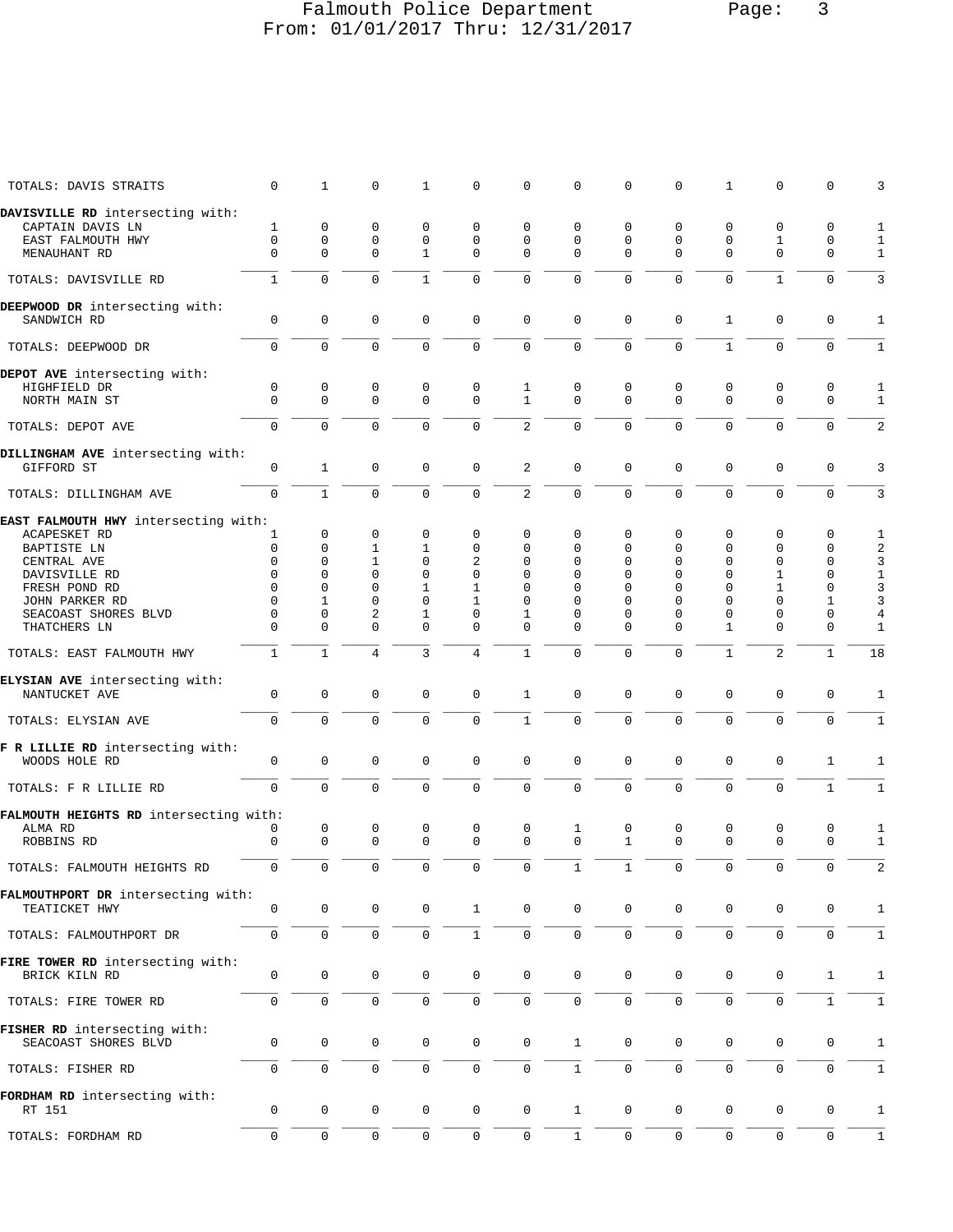# Falmouth Police Department
## From: 01/01/2017 Thru: 12/31/2017

| | | | | | | | | | | | | | |
|---|---|---|---|---|---|---|---|---|---|---|---|---|---|
| TOTALS: DAVIS STRAITS | 0 | 1 | 0 | 1 | 0 | 0 | 0 | 0 | 0 | 1 | 0 | 0 | 3 |
| **DAVISVILLE RD** intersecting with: | | | | | | | | | | | | | |
| CAPTAIN DAVIS LN | 1 | 0 | 0 | 0 | 0 | 0 | 0 | 0 | 0 | 0 | 0 | 0 | 1 |
| EAST FALMOUTH HWY | 0 | 0 | 0 | 0 | 0 | 0 | 0 | 0 | 0 | 0 | 1 | 0 | 1 |
| MENAUHANT RD | 0 | 0 | 0 | 1 | 0 | 0 | 0 | 0 | 0 | 0 | 0 | 0 | 1 |
| TOTALS: DAVISVILLE RD | 1 | 0 | 0 | 1 | 0 | 0 | 0 | 0 | 0 | 0 | 1 | 0 | 3 |
| **DEEPWOOD DR** intersecting with: | | | | | | | | | | | | | |
| SANDWICH RD | 0 | 0 | 0 | 0 | 0 | 0 | 0 | 0 | 0 | 1 | 0 | 0 | 1 |
| TOTALS: DEEPWOOD DR | 0 | 0 | 0 | 0 | 0 | 0 | 0 | 0 | 0 | 1 | 0 | 0 | 1 |
| **DEPOT AVE** intersecting with: | | | | | | | | | | | | | |
| HIGHFIELD DR | 0 | 0 | 0 | 0 | 0 | 1 | 0 | 0 | 0 | 0 | 0 | 0 | 1 |
| NORTH MAIN ST | 0 | 0 | 0 | 0 | 0 | 1 | 0 | 0 | 0 | 0 | 0 | 0 | 1 |
| TOTALS: DEPOT AVE | 0 | 0 | 0 | 0 | 0 | 2 | 0 | 0 | 0 | 0 | 0 | 0 | 2 |
| **DILLINGHAM AVE** intersecting with: | | | | | | | | | | | | | |
| GIFFORD ST | 0 | 1 | 0 | 0 | 0 | 2 | 0 | 0 | 0 | 0 | 0 | 0 | 3 |
| TOTALS: DILLINGHAM AVE | 0 | 1 | 0 | 0 | 0 | 2 | 0 | 0 | 0 | 0 | 0 | 0 | 3 |
| **EAST FALMOUTH HWY** intersecting with: | | | | | | | | | | | | | |
| ACAPESKET RD | 1 | 0 | 0 | 0 | 0 | 0 | 0 | 0 | 0 | 0 | 0 | 0 | 1 |
| BAPTISTE LN | 0 | 0 | 1 | 1 | 0 | 0 | 0 | 0 | 0 | 0 | 0 | 0 | 2 |
| CENTRAL AVE | 0 | 0 | 1 | 0 | 2 | 0 | 0 | 0 | 0 | 0 | 0 | 0 | 3 |
| DAVISVILLE RD | 0 | 0 | 0 | 0 | 0 | 0 | 0 | 0 | 0 | 0 | 1 | 0 | 1 |
| FRESH POND RD | 0 | 0 | 0 | 1 | 1 | 0 | 0 | 0 | 0 | 0 | 1 | 0 | 3 |
| JOHN PARKER RD | 0 | 1 | 0 | 0 | 1 | 0 | 0 | 0 | 0 | 0 | 0 | 1 | 3 |
| SEACOAST SHORES BLVD | 0 | 0 | 2 | 1 | 0 | 1 | 0 | 0 | 0 | 0 | 0 | 0 | 4 |
| THATCHERS LN | 0 | 0 | 0 | 0 | 0 | 0 | 0 | 0 | 0 | 1 | 0 | 0 | 1 |
| TOTALS: EAST FALMOUTH HWY | 1 | 1 | 4 | 3 | 4 | 1 | 0 | 0 | 0 | 1 | 2 | 1 | 18 |
| **ELYSIAN AVE** intersecting with: | | | | | | | | | | | | | |
| NANTUCKET AVE | 0 | 0 | 0 | 0 | 0 | 1 | 0 | 0 | 0 | 0 | 0 | 0 | 1 |
| TOTALS: ELYSIAN AVE | 0 | 0 | 0 | 0 | 0 | 1 | 0 | 0 | 0 | 0 | 0 | 0 | 1 |
| **F R LILLIE RD** intersecting with: | | | | | | | | | | | | | |
| WOODS HOLE RD | 0 | 0 | 0 | 0 | 0 | 0 | 0 | 0 | 0 | 0 | 0 | 1 | 1 |
| TOTALS: F R LILLIE RD | 0 | 0 | 0 | 0 | 0 | 0 | 0 | 0 | 0 | 0 | 0 | 1 | 1 |
| **FALMOUTH HEIGHTS RD** intersecting with: | | | | | | | | | | | | | |
| ALMA RD | 0 | 0 | 0 | 0 | 0 | 0 | 1 | 0 | 0 | 0 | 0 | 0 | 1 |
| ROBBINS RD | 0 | 0 | 0 | 0 | 0 | 0 | 0 | 1 | 0 | 0 | 0 | 0 | 1 |
| TOTALS: FALMOUTH HEIGHTS RD | 0 | 0 | 0 | 0 | 0 | 0 | 1 | 1 | 0 | 0 | 0 | 0 | 2 |
| **FALMOUTHPORT DR** intersecting with: | | | | | | | | | | | | | |
| TEATICKET HWY | 0 | 0 | 0 | 0 | 1 | 0 | 0 | 0 | 0 | 0 | 0 | 0 | 1 |
| TOTALS: FALMOUTHPORT DR | 0 | 0 | 0 | 0 | 1 | 0 | 0 | 0 | 0 | 0 | 0 | 0 | 1 |
| **FIRE TOWER RD** intersecting with: | | | | | | | | | | | | | |
| BRICK KILN RD | 0 | 0 | 0 | 0 | 0 | 0 | 0 | 0 | 0 | 0 | 0 | 1 | 1 |
| TOTALS: FIRE TOWER RD | 0 | 0 | 0 | 0 | 0 | 0 | 0 | 0 | 0 | 0 | 0 | 1 | 1 |
| **FISHER RD** intersecting with: | | | | | | | | | | | | | |
| SEACOAST SHORES BLVD | 0 | 0 | 0 | 0 | 0 | 0 | 1 | 0 | 0 | 0 | 0 | 0 | 1 |
| TOTALS: FISHER RD | 0 | 0 | 0 | 0 | 0 | 0 | 1 | 0 | 0 | 0 | 0 | 0 | 1 |
| **FORDHAM RD** intersecting with: | | | | | | | | | | | | | |
| RT 151 | 0 | 0 | 0 | 0 | 0 | 0 | 1 | 0 | 0 | 0 | 0 | 0 | 1 |
| TOTALS: FORDHAM RD | 0 | 0 | 0 | 0 | 0 | 0 | 1 | 0 | 0 | 0 | 0 | 0 | 1 |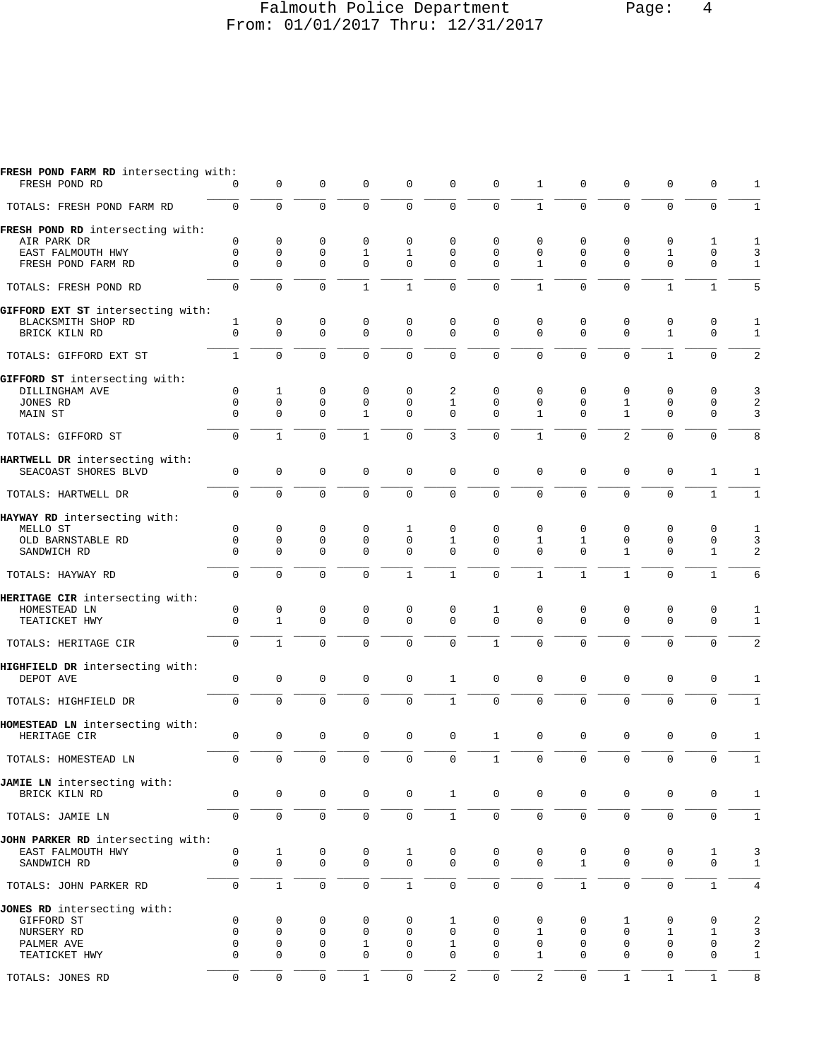Falmouth Police Department
From: 01/01/2017 Thru: 12/31/2017

| | | | | | | | | | | | | | |
|---|---|---|---|---|---|---|---|---|---|---|---|---|---|
| **FRESH POND FARM RD** intersecting with: | | | | | | | | | | | | | |
| FRESH POND RD | 0 | 0 | 0 | 0 | 0 | 0 | 0 | 1 | 0 | 0 | 0 | 0 | 1 |
| TOTALS: FRESH POND FARM RD | 0 | 0 | 0 | 0 | 0 | 0 | 0 | 1 | 0 | 0 | 0 | 0 | 1 |
| **FRESH POND RD** intersecting with: | | | | | | | | | | | | | |
| AIR PARK DR | 0 | 0 | 0 | 0 | 0 | 0 | 0 | 0 | 0 | 0 | 0 | 1 | 1 |
| EAST FALMOUTH HWY | 0 | 0 | 0 | 1 | 1 | 0 | 0 | 0 | 0 | 0 | 1 | 0 | 3 |
| FRESH POND FARM RD | 0 | 0 | 0 | 0 | 0 | 0 | 0 | 1 | 0 | 0 | 0 | 0 | 1 |
| TOTALS: FRESH POND RD | 0 | 0 | 0 | 1 | 1 | 0 | 0 | 1 | 0 | 0 | 1 | 1 | 5 |
| **GIFFORD EXT ST** intersecting with: | | | | | | | | | | | | | |
| BLACKSMITH SHOP RD | 1 | 0 | 0 | 0 | 0 | 0 | 0 | 0 | 0 | 0 | 0 | 0 | 1 |
| BRICK KILN RD | 0 | 0 | 0 | 0 | 0 | 0 | 0 | 0 | 0 | 0 | 1 | 0 | 1 |
| TOTALS: GIFFORD EXT ST | 1 | 0 | 0 | 0 | 0 | 0 | 0 | 0 | 0 | 0 | 1 | 0 | 2 |
| **GIFFORD ST** intersecting with: | | | | | | | | | | | | | |
| DILLINGHAM AVE | 0 | 1 | 0 | 0 | 0 | 2 | 0 | 0 | 0 | 0 | 0 | 0 | 3 |
| JONES RD | 0 | 0 | 0 | 0 | 0 | 1 | 0 | 0 | 0 | 1 | 0 | 0 | 2 |
| MAIN ST | 0 | 0 | 0 | 1 | 0 | 0 | 0 | 1 | 0 | 1 | 0 | 0 | 3 |
| TOTALS: GIFFORD ST | 0 | 1 | 0 | 1 | 0 | 3 | 0 | 1 | 0 | 2 | 0 | 0 | 8 |
| **HARTWELL DR** intersecting with: | | | | | | | | | | | | | |
| SEACOAST SHORES BLVD | 0 | 0 | 0 | 0 | 0 | 0 | 0 | 0 | 0 | 0 | 0 | 1 | 1 |
| TOTALS: HARTWELL DR | 0 | 0 | 0 | 0 | 0 | 0 | 0 | 0 | 0 | 0 | 0 | 1 | 1 |
| **HAYWAY RD** intersecting with: | | | | | | | | | | | | | |
| MELLO ST | 0 | 0 | 0 | 0 | 1 | 0 | 0 | 0 | 0 | 0 | 0 | 0 | 1 |
| OLD BARNSTABLE RD | 0 | 0 | 0 | 0 | 0 | 1 | 0 | 1 | 1 | 0 | 0 | 0 | 3 |
| SANDWICH RD | 0 | 0 | 0 | 0 | 0 | 0 | 0 | 0 | 0 | 1 | 0 | 1 | 2 |
| TOTALS: HAYWAY RD | 0 | 0 | 0 | 0 | 1 | 1 | 0 | 1 | 1 | 1 | 0 | 1 | 6 |
| **HERITAGE CIR** intersecting with: | | | | | | | | | | | | | |
| HOMESTEAD LN | 0 | 0 | 0 | 0 | 0 | 0 | 1 | 0 | 0 | 0 | 0 | 0 | 1 |
| TEATICKET HWY | 0 | 1 | 0 | 0 | 0 | 0 | 0 | 0 | 0 | 0 | 0 | 0 | 1 |
| TOTALS: HERITAGE CIR | 0 | 1 | 0 | 0 | 0 | 0 | 1 | 0 | 0 | 0 | 0 | 0 | 2 |
| **HIGHFIELD DR** intersecting with: | | | | | | | | | | | | | |
| DEPOT AVE | 0 | 0 | 0 | 0 | 0 | 1 | 0 | 0 | 0 | 0 | 0 | 0 | 1 |
| TOTALS: HIGHFIELD DR | 0 | 0 | 0 | 0 | 0 | 1 | 0 | 0 | 0 | 0 | 0 | 0 | 1 |
| **HOMESTEAD LN** intersecting with: | | | | | | | | | | | | | |
| HERITAGE CIR | 0 | 0 | 0 | 0 | 0 | 0 | 1 | 0 | 0 | 0 | 0 | 0 | 1 |
| TOTALS: HOMESTEAD LN | 0 | 0 | 0 | 0 | 0 | 0 | 1 | 0 | 0 | 0 | 0 | 0 | 1 |
| **JAMIE LN** intersecting with: | | | | | | | | | | | | | |
| BRICK KILN RD | 0 | 0 | 0 | 0 | 0 | 1 | 0 | 0 | 0 | 0 | 0 | 0 | 1 |
| TOTALS: JAMIE LN | 0 | 0 | 0 | 0 | 0 | 1 | 0 | 0 | 0 | 0 | 0 | 0 | 1 |
| **JOHN PARKER RD** intersecting with: | | | | | | | | | | | | | |
| EAST FALMOUTH HWY | 0 | 1 | 0 | 0 | 1 | 0 | 0 | 0 | 0 | 0 | 0 | 1 | 3 |
| SANDWICH RD | 0 | 0 | 0 | 0 | 0 | 0 | 0 | 0 | 1 | 0 | 0 | 0 | 1 |
| TOTALS: JOHN PARKER RD | 0 | 1 | 0 | 0 | 1 | 0 | 0 | 0 | 1 | 0 | 0 | 1 | 4 |
| **JONES RD** intersecting with: | | | | | | | | | | | | | |
| GIFFORD ST | 0 | 0 | 0 | 0 | 0 | 1 | 0 | 0 | 0 | 1 | 0 | 0 | 2 |
| NURSERY RD | 0 | 0 | 0 | 0 | 0 | 0 | 0 | 1 | 0 | 0 | 1 | 1 | 3 |
| PALMER AVE | 0 | 0 | 0 | 1 | 0 | 1 | 0 | 0 | 0 | 0 | 0 | 0 | 2 |
| TEATICKET HWY | 0 | 0 | 0 | 0 | 0 | 0 | 0 | 1 | 0 | 0 | 0 | 0 | 1 |
| TOTALS: JONES RD | 0 | 0 | 0 | 1 | 0 | 2 | 0 | 2 | 0 | 1 | 1 | 1 | 8 |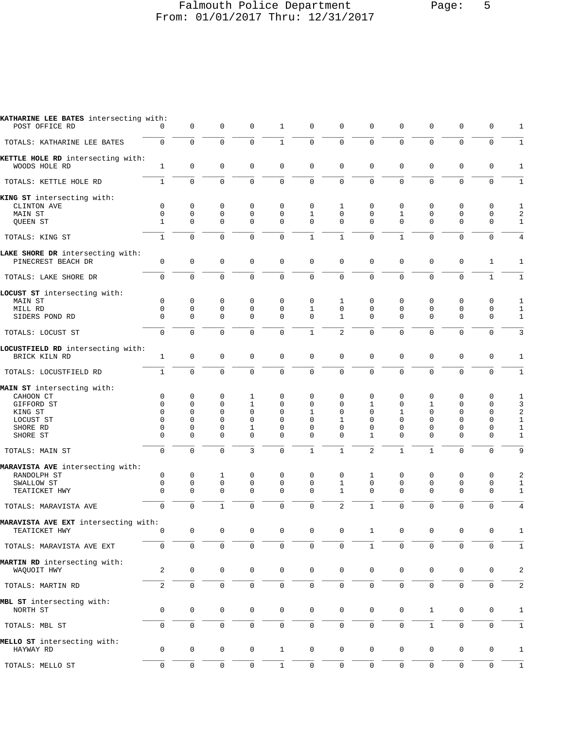**KATHARINE LEE BATES** intersecting with:

| | | | | | | | | | | | | | |
|---|---|---|---|---|---|---|---|---|---|---|---|---|---|
| POST OFFICE RD | 0 | 0 | 0 | 0 | 1 | 0 | 0 | 0 | 0 | 0 | 0 | 0 | 1 |
| TOTALS: KATHARINE LEE BATES | 0 | 0 | 0 | 0 | 1 | 0 | 0 | 0 | 0 | 0 | 0 | 0 | 1 |

**KETTLE HOLE RD** intersecting with:

| | | | | | | | | | | | | | |
|---|---|---|---|---|---|---|---|---|---|---|---|---|---|
| WOODS HOLE RD | 1 | 0 | 0 | 0 | 0 | 0 | 0 | 0 | 0 | 0 | 0 | 0 | 1 |
| TOTALS: KETTLE HOLE RD | 1 | 0 | 0 | 0 | 0 | 0 | 0 | 0 | 0 | 0 | 0 | 0 | 1 |

**KING ST** intersecting with:

| | | | | | | | | | | | | | |
|---|---|---|---|---|---|---|---|---|---|---|---|---|---|
| CLINTON AVE | 0 | 0 | 0 | 0 | 0 | 0 | 1 | 0 | 0 | 0 | 0 | 0 | 1 |
| MAIN ST | 0 | 0 | 0 | 0 | 0 | 1 | 0 | 0 | 1 | 0 | 0 | 0 | 2 |
| QUEEN ST | 1 | 0 | 0 | 0 | 0 | 0 | 0 | 0 | 0 | 0 | 0 | 0 | 1 |
| TOTALS: KING ST | 1 | 0 | 0 | 0 | 0 | 1 | 1 | 0 | 1 | 0 | 0 | 0 | 4 |

**LAKE SHORE DR** intersecting with:

| | | | | | | | | | | | | | |
|---|---|---|---|---|---|---|---|---|---|---|---|---|---|
| PINECREST BEACH DR | 0 | 0 | 0 | 0 | 0 | 0 | 0 | 0 | 0 | 0 | 0 | 1 | 1 |
| TOTALS: LAKE SHORE DR | 0 | 0 | 0 | 0 | 0 | 0 | 0 | 0 | 0 | 0 | 0 | 1 | 1 |

**LOCUST ST** intersecting with:

| | | | | | | | | | | | | | |
|---|---|---|---|---|---|---|---|---|---|---|---|---|---|
| MAIN ST | 0 | 0 | 0 | 0 | 0 | 0 | 1 | 0 | 0 | 0 | 0 | 0 | 1 |
| MILL RD | 0 | 0 | 0 | 0 | 0 | 1 | 0 | 0 | 0 | 0 | 0 | 0 | 1 |
| SIDERS POND RD | 0 | 0 | 0 | 0 | 0 | 0 | 1 | 0 | 0 | 0 | 0 | 0 | 1 |
| TOTALS: LOCUST ST | 0 | 0 | 0 | 0 | 0 | 1 | 2 | 0 | 0 | 0 | 0 | 0 | 3 |

**LOCUSTFIELD RD** intersecting with:

| | | | | | | | | | | | | | |
|---|---|---|---|---|---|---|---|---|---|---|---|---|---|
| BRICK KILN RD | 1 | 0 | 0 | 0 | 0 | 0 | 0 | 0 | 0 | 0 | 0 | 0 | 1 |
| TOTALS: LOCUSTFIELD RD | 1 | 0 | 0 | 0 | 0 | 0 | 0 | 0 | 0 | 0 | 0 | 0 | 1 |

**MAIN ST** intersecting with:

| | | | | | | | | | | | | | |
|---|---|---|---|---|---|---|---|---|---|---|---|---|---|
| CAHOON CT | 0 | 0 | 0 | 1 | 0 | 0 | 0 | 0 | 0 | 0 | 0 | 0 | 1 |
| GIFFORD ST | 0 | 0 | 0 | 1 | 0 | 0 | 0 | 1 | 0 | 1 | 0 | 0 | 3 |
| KING ST | 0 | 0 | 0 | 0 | 0 | 1 | 0 | 0 | 1 | 0 | 0 | 0 | 2 |
| LOCUST ST | 0 | 0 | 0 | 0 | 0 | 0 | 1 | 0 | 0 | 0 | 0 | 0 | 1 |
| SHORE RD | 0 | 0 | 0 | 1 | 0 | 0 | 0 | 0 | 0 | 0 | 0 | 0 | 1 |
| SHORE ST | 0 | 0 | 0 | 0 | 0 | 0 | 0 | 1 | 0 | 0 | 0 | 0 | 1 |
| TOTALS: MAIN ST | 0 | 0 | 0 | 3 | 0 | 1 | 1 | 2 | 1 | 1 | 0 | 0 | 9 |

**MARAVISTA AVE** intersecting with:

| | | | | | | | | | | | | | |
|---|---|---|---|---|---|---|---|---|---|---|---|---|---|
| RANDOLPH ST | 0 | 0 | 1 | 0 | 0 | 0 | 0 | 1 | 0 | 0 | 0 | 0 | 2 |
| SWALLOW ST | 0 | 0 | 0 | 0 | 0 | 0 | 1 | 0 | 0 | 0 | 0 | 0 | 1 |
| TEATICKET HWY | 0 | 0 | 0 | 0 | 0 | 0 | 1 | 0 | 0 | 0 | 0 | 0 | 1 |
| TOTALS: MARAVISTA AVE | 0 | 0 | 1 | 0 | 0 | 0 | 2 | 1 | 0 | 0 | 0 | 0 | 4 |

**MARAVISTA AVE EXT** intersecting with:

| | | | | | | | | | | | | | |
|---|---|---|---|---|---|---|---|---|---|---|---|---|---|
| TEATICKET HWY | 0 | 0 | 0 | 0 | 0 | 0 | 0 | 1 | 0 | 0 | 0 | 0 | 1 |
| TOTALS: MARAVISTA AVE EXT | 0 | 0 | 0 | 0 | 0 | 0 | 0 | 1 | 0 | 0 | 0 | 0 | 1 |

**MARTIN RD** intersecting with:

| | | | | | | | | | | | | | |
|---|---|---|---|---|---|---|---|---|---|---|---|---|---|
| WAQUOIT HWY | 2 | 0 | 0 | 0 | 0 | 0 | 0 | 0 | 0 | 0 | 0 | 0 | 2 |
| TOTALS: MARTIN RD | 2 | 0 | 0 | 0 | 0 | 0 | 0 | 0 | 0 | 0 | 0 | 0 | 2 |

**MBL ST** intersecting with:

| | | | | | | | | | | | | | |
|---|---|---|---|---|---|---|---|---|---|---|---|---|---|
| NORTH ST | 0 | 0 | 0 | 0 | 0 | 0 | 0 | 0 | 0 | 1 | 0 | 0 | 1 |
| TOTALS: MBL ST | 0 | 0 | 0 | 0 | 0 | 0 | 0 | 0 | 0 | 1 | 0 | 0 | 1 |

**MELLO ST** intersecting with:

| | | | | | | | | | | | | | |
|---|---|---|---|---|---|---|---|---|---|---|---|---|---|
| HAYWAY RD | 0 | 0 | 0 | 0 | 1 | 0 | 0 | 0 | 0 | 0 | 0 | 0 | 1 |
| TOTALS: MELLO ST | 0 | 0 | 0 | 0 | 1 | 0 | 0 | 0 | 0 | 0 | 0 | 0 | 1 |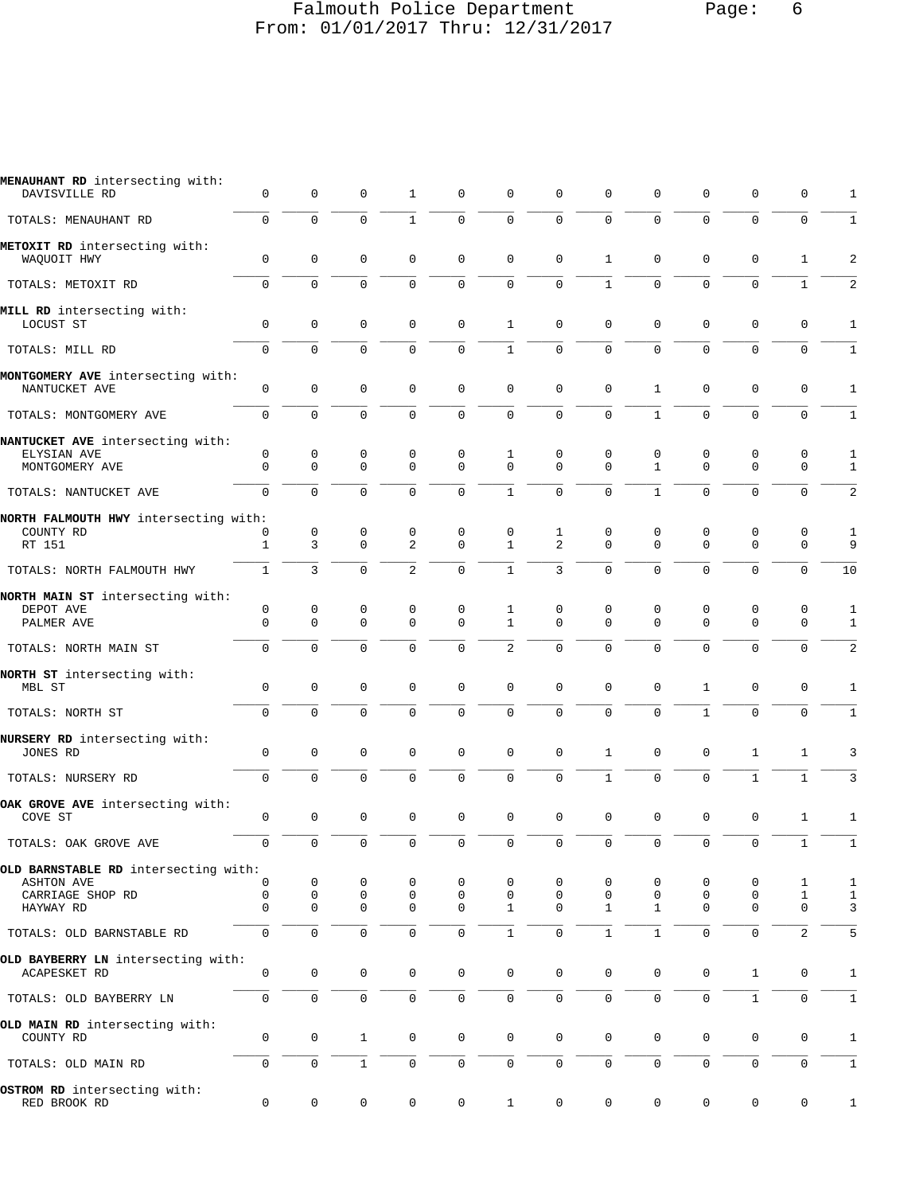Falmouth Police Department
From: 01/01/2017 Thru: 12/31/2017

| | | | | | | | | | | | | | |
|---|---|---|---|---|---|---|---|---|---|---|---|---|---|
| **MENAUHANT RD** intersecting with: | | | | | | | | | | | | | |
| DAVISVILLE RD | 0 | 0 | 0 | 1 | 0 | 0 | 0 | 0 | 0 | 0 | 0 | 0 | 1 |
| TOTALS: MENAUHANT RD | 0 | 0 | 0 | 1 | 0 | 0 | 0 | 0 | 0 | 0 | 0 | 0 | 1 |
| **METOXIT RD** intersecting with: | | | | | | | | | | | | | |
| WAQUOIT HWY | 0 | 0 | 0 | 0 | 0 | 0 | 0 | 1 | 0 | 0 | 0 | 1 | 2 |
| TOTALS: METOXIT RD | 0 | 0 | 0 | 0 | 0 | 0 | 0 | 1 | 0 | 0 | 0 | 1 | 2 |
| **MILL RD** intersecting with: | | | | | | | | | | | | | |
| LOCUST ST | 0 | 0 | 0 | 0 | 0 | 1 | 0 | 0 | 0 | 0 | 0 | 0 | 1 |
| TOTALS: MILL RD | 0 | 0 | 0 | 0 | 0 | 1 | 0 | 0 | 0 | 0 | 0 | 0 | 1 |
| **MONTGOMERY AVE** intersecting with: | | | | | | | | | | | | | |
| NANTUCKET AVE | 0 | 0 | 0 | 0 | 0 | 0 | 0 | 0 | 1 | 0 | 0 | 0 | 1 |
| TOTALS: MONTGOMERY AVE | 0 | 0 | 0 | 0 | 0 | 0 | 0 | 0 | 1 | 0 | 0 | 0 | 1 |
| **NANTUCKET AVE** intersecting with: | | | | | | | | | | | | | |
| ELYSIAN AVE | 0 | 0 | 0 | 0 | 0 | 1 | 0 | 0 | 0 | 0 | 0 | 0 | 1 |
| MONTGOMERY AVE | 0 | 0 | 0 | 0 | 0 | 0 | 0 | 0 | 1 | 0 | 0 | 0 | 1 |
| TOTALS: NANTUCKET AVE | 0 | 0 | 0 | 0 | 0 | 1 | 0 | 0 | 1 | 0 | 0 | 0 | 2 |
| **NORTH FALMOUTH HWY** intersecting with: | | | | | | | | | | | | | |
| COUNTY RD | 0 | 0 | 0 | 0 | 0 | 0 | 1 | 0 | 0 | 0 | 0 | 0 | 1 |
| RT 151 | 1 | 3 | 0 | 2 | 0 | 1 | 2 | 0 | 0 | 0 | 0 | 0 | 9 |
| TOTALS: NORTH FALMOUTH HWY | 1 | 3 | 0 | 2 | 0 | 1 | 3 | 0 | 0 | 0 | 0 | 0 | 10 |
| **NORTH MAIN ST** intersecting with: | | | | | | | | | | | | | |
| DEPOT AVE | 0 | 0 | 0 | 0 | 0 | 1 | 0 | 0 | 0 | 0 | 0 | 0 | 1 |
| PALMER AVE | 0 | 0 | 0 | 0 | 0 | 1 | 0 | 0 | 0 | 0 | 0 | 0 | 1 |
| TOTALS: NORTH MAIN ST | 0 | 0 | 0 | 0 | 0 | 2 | 0 | 0 | 0 | 0 | 0 | 0 | 2 |
| **NORTH ST** intersecting with: | | | | | | | | | | | | | |
| MBL ST | 0 | 0 | 0 | 0 | 0 | 0 | 0 | 0 | 0 | 1 | 0 | 0 | 1 |
| TOTALS: NORTH ST | 0 | 0 | 0 | 0 | 0 | 0 | 0 | 0 | 0 | 1 | 0 | 0 | 1 |
| **NURSERY RD** intersecting with: | | | | | | | | | | | | | |
| JONES RD | 0 | 0 | 0 | 0 | 0 | 0 | 0 | 1 | 0 | 0 | 1 | 1 | 3 |
| TOTALS: NURSERY RD | 0 | 0 | 0 | 0 | 0 | 0 | 0 | 1 | 0 | 0 | 1 | 1 | 3 |
| **OAK GROVE AVE** intersecting with: | | | | | | | | | | | | | |
| COVE ST | 0 | 0 | 0 | 0 | 0 | 0 | 0 | 0 | 0 | 0 | 0 | 1 | 1 |
| TOTALS: OAK GROVE AVE | 0 | 0 | 0 | 0 | 0 | 0 | 0 | 0 | 0 | 0 | 0 | 1 | 1 |
| **OLD BARNSTABLE RD** intersecting with: | | | | | | | | | | | | | |
| ASHTON AVE | 0 | 0 | 0 | 0 | 0 | 0 | 0 | 0 | 0 | 0 | 0 | 1 | 1 |
| CARRIAGE SHOP RD | 0 | 0 | 0 | 0 | 0 | 0 | 0 | 0 | 0 | 0 | 0 | 1 | 1 |
| HAYWAY RD | 0 | 0 | 0 | 0 | 0 | 1 | 0 | 1 | 1 | 0 | 0 | 0 | 3 |
| TOTALS: OLD BARNSTABLE RD | 0 | 0 | 0 | 0 | 0 | 1 | 0 | 1 | 1 | 0 | 0 | 2 | 5 |
| **OLD BAYBERRY LN** intersecting with: | | | | | | | | | | | | | |
| ACAPESKET RD | 0 | 0 | 0 | 0 | 0 | 0 | 0 | 0 | 0 | 0 | 1 | 0 | 1 |
| TOTALS: OLD BAYBERRY LN | 0 | 0 | 0 | 0 | 0 | 0 | 0 | 0 | 0 | 0 | 1 | 0 | 1 |
| **OLD MAIN RD** intersecting with: | | | | | | | | | | | | | |
| COUNTY RD | 0 | 0 | 1 | 0 | 0 | 0 | 0 | 0 | 0 | 0 | 0 | 0 | 1 |
| TOTALS: OLD MAIN RD | 0 | 0 | 1 | 0 | 0 | 0 | 0 | 0 | 0 | 0 | 0 | 0 | 1 |
| **OSTROM RD** intersecting with: | | | | | | | | | | | | | |
| RED BROOK RD | 0 | 0 | 0 | 0 | 0 | 1 | 0 | 0 | 0 | 0 | 0 | 0 | 1 |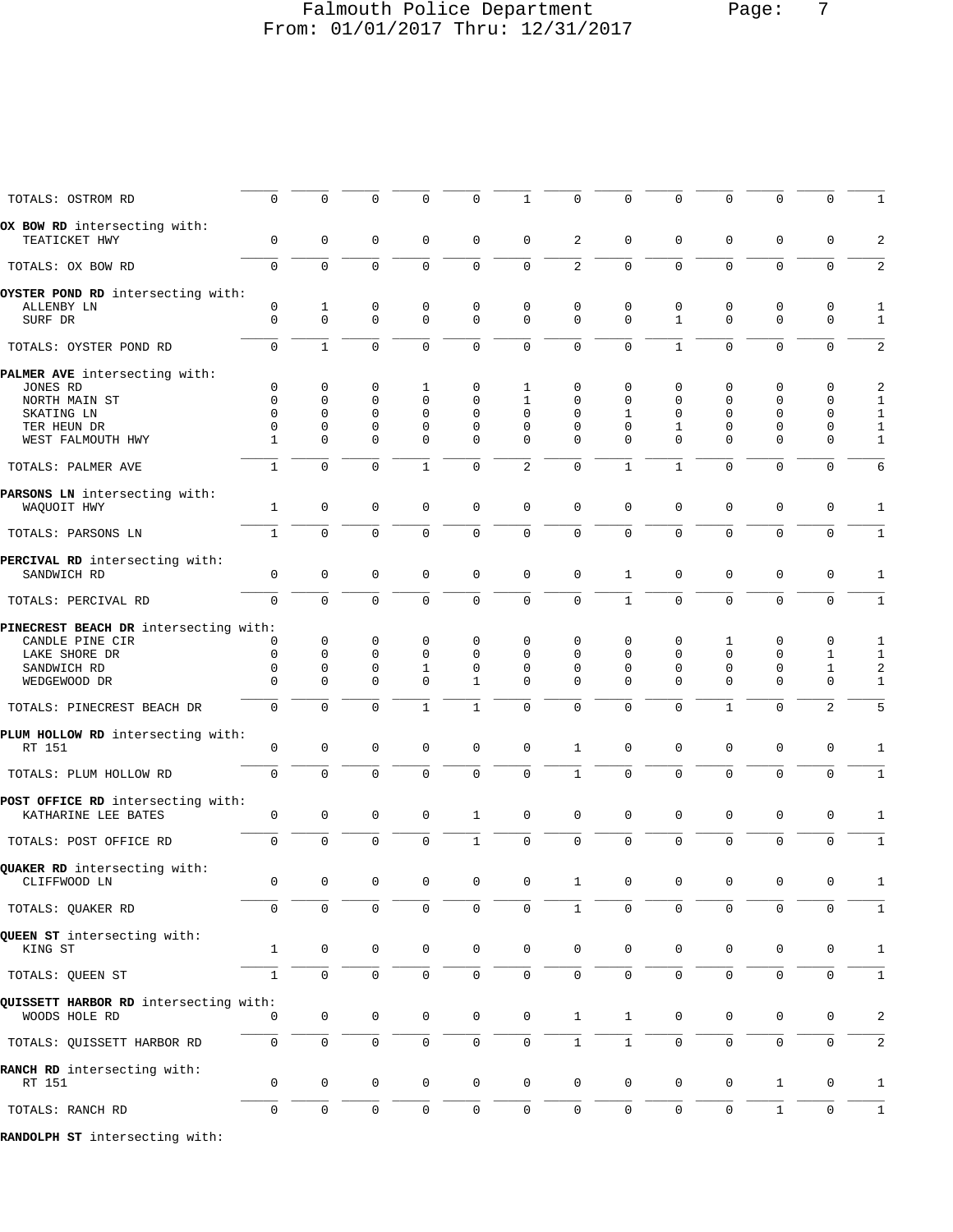| | | | | | | | | | | | | | |
|---|---|---|---|---|---|---|---|---|---|---|---|---|---|
| TOTALS: OSTROM RD | 0 | 0 | 0 | 0 | 0 | 1 | 0 | 0 | 0 | 0 | 0 | 0 | 1 |
| **OX BOW RD** intersecting with: | | | | | | | | | | | | | |
| TEATICKET HWY | 0 | 0 | 0 | 0 | 0 | 0 | 2 | 0 | 0 | 0 | 0 | 0 | 2 |
| TOTALS: OX BOW RD | 0 | 0 | 0 | 0 | 0 | 0 | 2 | 0 | 0 | 0 | 0 | 0 | 2 |
| **OYSTER POND RD** intersecting with: | | | | | | | | | | | | | |
| ALLENBY LN | 0 | 1 | 0 | 0 | 0 | 0 | 0 | 0 | 0 | 0 | 0 | 0 | 1 |
| SURF DR | 0 | 0 | 0 | 0 | 0 | 0 | 0 | 0 | 1 | 0 | 0 | 0 | 1 |
| TOTALS: OYSTER POND RD | 0 | 1 | 0 | 0 | 0 | 0 | 0 | 0 | 1 | 0 | 0 | 0 | 2 |
| **PALMER AVE** intersecting with: | | | | | | | | | | | | | |
| JONES RD | 0 | 0 | 0 | 1 | 0 | 1 | 0 | 0 | 0 | 0 | 0 | 0 | 2 |
| NORTH MAIN ST | 0 | 0 | 0 | 0 | 0 | 1 | 0 | 0 | 0 | 0 | 0 | 0 | 1 |
| SKATING LN | 0 | 0 | 0 | 0 | 0 | 0 | 0 | 1 | 0 | 0 | 0 | 0 | 1 |
| TER HEUN DR | 0 | 0 | 0 | 0 | 0 | 0 | 0 | 0 | 1 | 0 | 0 | 0 | 1 |
| WEST FALMOUTH HWY | 1 | 0 | 0 | 0 | 0 | 0 | 0 | 0 | 0 | 0 | 0 | 0 | 1 |
| TOTALS: PALMER AVE | 1 | 0 | 0 | 1 | 0 | 2 | 0 | 1 | 1 | 0 | 0 | 0 | 6 |
| **PARSONS LN** intersecting with: | | | | | | | | | | | | | |
| WAQUOIT HWY | 1 | 0 | 0 | 0 | 0 | 0 | 0 | 0 | 0 | 0 | 0 | 0 | 1 |
| TOTALS: PARSONS LN | 1 | 0 | 0 | 0 | 0 | 0 | 0 | 0 | 0 | 0 | 0 | 0 | 1 |
| **PERCIVAL RD** intersecting with: | | | | | | | | | | | | | |
| SANDWICH RD | 0 | 0 | 0 | 0 | 0 | 0 | 0 | 1 | 0 | 0 | 0 | 0 | 1 |
| TOTALS: PERCIVAL RD | 0 | 0 | 0 | 0 | 0 | 0 | 0 | 1 | 0 | 0 | 0 | 0 | 1 |
| **PINECREST BEACH DR** intersecting with: | | | | | | | | | | | | | |
| CANDLE PINE CIR | 0 | 0 | 0 | 0 | 0 | 0 | 0 | 0 | 0 | 1 | 0 | 0 | 1 |
| LAKE SHORE DR | 0 | 0 | 0 | 0 | 0 | 0 | 0 | 0 | 0 | 0 | 0 | 1 | 1 |
| SANDWICH RD | 0 | 0 | 0 | 1 | 0 | 0 | 0 | 0 | 0 | 0 | 0 | 1 | 2 |
| WEDGEWOOD DR | 0 | 0 | 0 | 0 | 1 | 0 | 0 | 0 | 0 | 0 | 0 | 0 | 1 |
| TOTALS: PINECREST BEACH DR | 0 | 0 | 0 | 1 | 1 | 0 | 0 | 0 | 0 | 1 | 0 | 2 | 5 |
| **PLUM HOLLOW RD** intersecting with: | | | | | | | | | | | | | |
| RT 151 | 0 | 0 | 0 | 0 | 0 | 0 | 1 | 0 | 0 | 0 | 0 | 0 | 1 |
| TOTALS: PLUM HOLLOW RD | 0 | 0 | 0 | 0 | 0 | 0 | 1 | 0 | 0 | 0 | 0 | 0 | 1 |
| **POST OFFICE RD** intersecting with: | | | | | | | | | | | | | |
| KATHARINE LEE BATES | 0 | 0 | 0 | 0 | 1 | 0 | 0 | 0 | 0 | 0 | 0 | 0 | 1 |
| TOTALS: POST OFFICE RD | 0 | 0 | 0 | 0 | 1 | 0 | 0 | 0 | 0 | 0 | 0 | 0 | 1 |
| **QUAKER RD** intersecting with: | | | | | | | | | | | | | |
| CLIFFWOOD LN | 0 | 0 | 0 | 0 | 0 | 0 | 1 | 0 | 0 | 0 | 0 | 0 | 1 |
| TOTALS: QUAKER RD | 0 | 0 | 0 | 0 | 0 | 0 | 1 | 0 | 0 | 0 | 0 | 0 | 1 |
| **QUEEN ST** intersecting with: | | | | | | | | | | | | | |
| KING ST | 1 | 0 | 0 | 0 | 0 | 0 | 0 | 0 | 0 | 0 | 0 | 0 | 1 |
| TOTALS: QUEEN ST | 1 | 0 | 0 | 0 | 0 | 0 | 0 | 0 | 0 | 0 | 0 | 0 | 1 |
| **QUISSETT HARBOR RD** intersecting with: | | | | | | | | | | | | | |
| WOODS HOLE RD | 0 | 0 | 0 | 0 | 0 | 0 | 1 | 1 | 0 | 0 | 0 | 0 | 2 |
| TOTALS: QUISSETT HARBOR RD | 0 | 0 | 0 | 0 | 0 | 0 | 1 | 1 | 0 | 0 | 0 | 0 | 2 |
| **RANCH RD** intersecting with: | | | | | | | | | | | | | |
| RT 151 | 0 | 0 | 0 | 0 | 0 | 0 | 0 | 0 | 0 | 0 | 1 | 0 | 1 |
| TOTALS: RANCH RD | 0 | 0 | 0 | 0 | 0 | 0 | 0 | 0 | 0 | 0 | 1 | 0 | 1 |
| **RANDOLPH ST** intersecting with: | | | | | | | | | | | | | |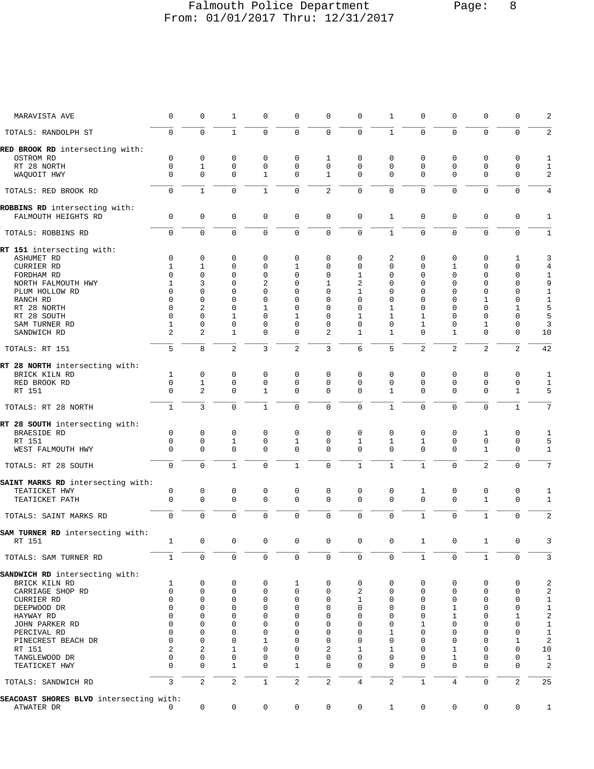| | | | | | | | | | | | | | |
|---|---|---|---|---|---|---|---|---|---|---|---|---|---|
| MARAVISTA AVE | 0 | 0 | 1 | 0 | 0 | 0 | 0 | 1 | 0 | 0 | 0 | 0 | 2 |
| TOTALS: RANDOLPH ST | 0 | 0 | 1 | 0 | 0 | 0 | 0 | 1 | 0 | 0 | 0 | 0 | 2 |
| **RED BROOK RD** intersecting with: | | | | | | | | | | | | | |
| OSTROM RD | 0 | 0 | 0 | 0 | 0 | 1 | 0 | 0 | 0 | 0 | 0 | 0 | 1 |
| RT 28 NORTH | 0 | 1 | 0 | 0 | 0 | 0 | 0 | 0 | 0 | 0 | 0 | 0 | 1 |
| WAQUOIT HWY | 0 | 0 | 0 | 1 | 0 | 1 | 0 | 0 | 0 | 0 | 0 | 0 | 2 |
| TOTALS: RED BROOK RD | 0 | 1 | 0 | 1 | 0 | 2 | 0 | 0 | 0 | 0 | 0 | 0 | 4 |
| **ROBBINS RD** intersecting with: | | | | | | | | | | | | | |
| FALMOUTH HEIGHTS RD | 0 | 0 | 0 | 0 | 0 | 0 | 0 | 1 | 0 | 0 | 0 | 0 | 1 |
| TOTALS: ROBBINS RD | 0 | 0 | 0 | 0 | 0 | 0 | 0 | 1 | 0 | 0 | 0 | 0 | 1 |
| **RT 151** intersecting with: | | | | | | | | | | | | | |
| ASHUMET RD | 0 | 0 | 0 | 0 | 0 | 0 | 0 | 2 | 0 | 0 | 0 | 1 | 3 |
| CURRIER RD | 1 | 1 | 0 | 0 | 1 | 0 | 0 | 0 | 0 | 1 | 0 | 0 | 4 |
| FORDHAM RD | 0 | 0 | 0 | 0 | 0 | 0 | 1 | 0 | 0 | 0 | 0 | 0 | 1 |
| NORTH FALMOUTH HWY | 1 | 3 | 0 | 2 | 0 | 1 | 2 | 0 | 0 | 0 | 0 | 0 | 9 |
| PLUM HOLLOW RD | 0 | 0 | 0 | 0 | 0 | 0 | 1 | 0 | 0 | 0 | 0 | 0 | 1 |
| RANCH RD | 0 | 0 | 0 | 0 | 0 | 0 | 0 | 0 | 0 | 0 | 1 | 0 | 1 |
| RT 28 NORTH | 0 | 2 | 0 | 1 | 0 | 0 | 0 | 1 | 0 | 0 | 0 | 1 | 5 |
| RT 28 SOUTH | 0 | 0 | 1 | 0 | 1 | 0 | 1 | 1 | 1 | 0 | 0 | 0 | 5 |
| SAM TURNER RD | 1 | 0 | 0 | 0 | 0 | 0 | 0 | 0 | 1 | 0 | 1 | 0 | 3 |
| SANDWICH RD | 2 | 2 | 1 | 0 | 0 | 2 | 1 | 1 | 0 | 1 | 0 | 0 | 10 |
| TOTALS: RT 151 | 5 | 8 | 2 | 3 | 2 | 3 | 6 | 5 | 2 | 2 | 2 | 2 | 42 |
| **RT 28 NORTH** intersecting with: | | | | | | | | | | | | | |
| BRICK KILN RD | 1 | 0 | 0 | 0 | 0 | 0 | 0 | 0 | 0 | 0 | 0 | 0 | 1 |
| RED BROOK RD | 0 | 1 | 0 | 0 | 0 | 0 | 0 | 0 | 0 | 0 | 0 | 0 | 1 |
| RT 151 | 0 | 2 | 0 | 1 | 0 | 0 | 0 | 1 | 0 | 0 | 0 | 1 | 5 |
| TOTALS: RT 28 NORTH | 1 | 3 | 0 | 1 | 0 | 0 | 0 | 1 | 0 | 0 | 0 | 1 | 7 |
| **RT 28 SOUTH** intersecting with: | | | | | | | | | | | | | |
| BRAESIDE RD | 0 | 0 | 0 | 0 | 0 | 0 | 0 | 0 | 0 | 0 | 1 | 0 | 1 |
| RT 151 | 0 | 0 | 1 | 0 | 1 | 0 | 1 | 1 | 1 | 0 | 0 | 0 | 5 |
| WEST FALMOUTH HWY | 0 | 0 | 0 | 0 | 0 | 0 | 0 | 0 | 0 | 0 | 1 | 0 | 1 |
| TOTALS: RT 28 SOUTH | 0 | 0 | 1 | 0 | 1 | 0 | 1 | 1 | 1 | 0 | 2 | 0 | 7 |
| **SAINT MARKS RD** intersecting with: | | | | | | | | | | | | | |
| TEATICKET HWY | 0 | 0 | 0 | 0 | 0 | 0 | 0 | 0 | 1 | 0 | 0 | 0 | 1 |
| TEATICKET PATH | 0 | 0 | 0 | 0 | 0 | 0 | 0 | 0 | 0 | 0 | 1 | 0 | 1 |
| TOTALS: SAINT MARKS RD | 0 | 0 | 0 | 0 | 0 | 0 | 0 | 0 | 1 | 0 | 1 | 0 | 2 |
| **SAM TURNER RD** intersecting with: | | | | | | | | | | | | | |
| RT 151 | 1 | 0 | 0 | 0 | 0 | 0 | 0 | 0 | 1 | 0 | 1 | 0 | 3 |
| TOTALS: SAM TURNER RD | 1 | 0 | 0 | 0 | 0 | 0 | 0 | 0 | 1 | 0 | 1 | 0 | 3 |
| **SANDWICH RD** intersecting with: | | | | | | | | | | | | | |
| BRICK KILN RD | 1 | 0 | 0 | 0 | 1 | 0 | 0 | 0 | 0 | 0 | 0 | 0 | 2 |
| CARRIAGE SHOP RD | 0 | 0 | 0 | 0 | 0 | 0 | 2 | 0 | 0 | 0 | 0 | 0 | 2 |
| CURRIER RD | 0 | 0 | 0 | 0 | 0 | 0 | 1 | 0 | 0 | 0 | 0 | 0 | 1 |
| DEEPWOOD DR | 0 | 0 | 0 | 0 | 0 | 0 | 0 | 0 | 0 | 1 | 0 | 0 | 1 |
| HAYWAY RD | 0 | 0 | 0 | 0 | 0 | 0 | 0 | 0 | 0 | 1 | 0 | 1 | 2 |
| JOHN PARKER RD | 0 | 0 | 0 | 0 | 0 | 0 | 0 | 0 | 1 | 0 | 0 | 0 | 1 |
| PERCIVAL RD | 0 | 0 | 0 | 0 | 0 | 0 | 0 | 1 | 0 | 0 | 0 | 0 | 1 |
| PINECREST BEACH DR | 0 | 0 | 0 | 1 | 0 | 0 | 0 | 0 | 0 | 0 | 0 | 1 | 2 |
| RT 151 | 2 | 2 | 1 | 0 | 0 | 2 | 1 | 1 | 0 | 1 | 0 | 0 | 10 |
| TANGLEWOOD DR | 0 | 0 | 0 | 0 | 0 | 0 | 0 | 0 | 0 | 1 | 0 | 0 | 1 |
| TEATICKET HWY | 0 | 0 | 1 | 0 | 1 | 0 | 0 | 0 | 0 | 0 | 0 | 0 | 2 |
| TOTALS: SANDWICH RD | 3 | 2 | 2 | 1 | 2 | 2 | 4 | 2 | 1 | 4 | 0 | 2 | 25 |
| **SEACOAST SHORES BLVD** intersecting with: | | | | | | | | | | | | | |
| ATWATER DR | 0 | 0 | 0 | 0 | 0 | 0 | 0 | 1 | 0 | 0 | 0 | 0 | 1 |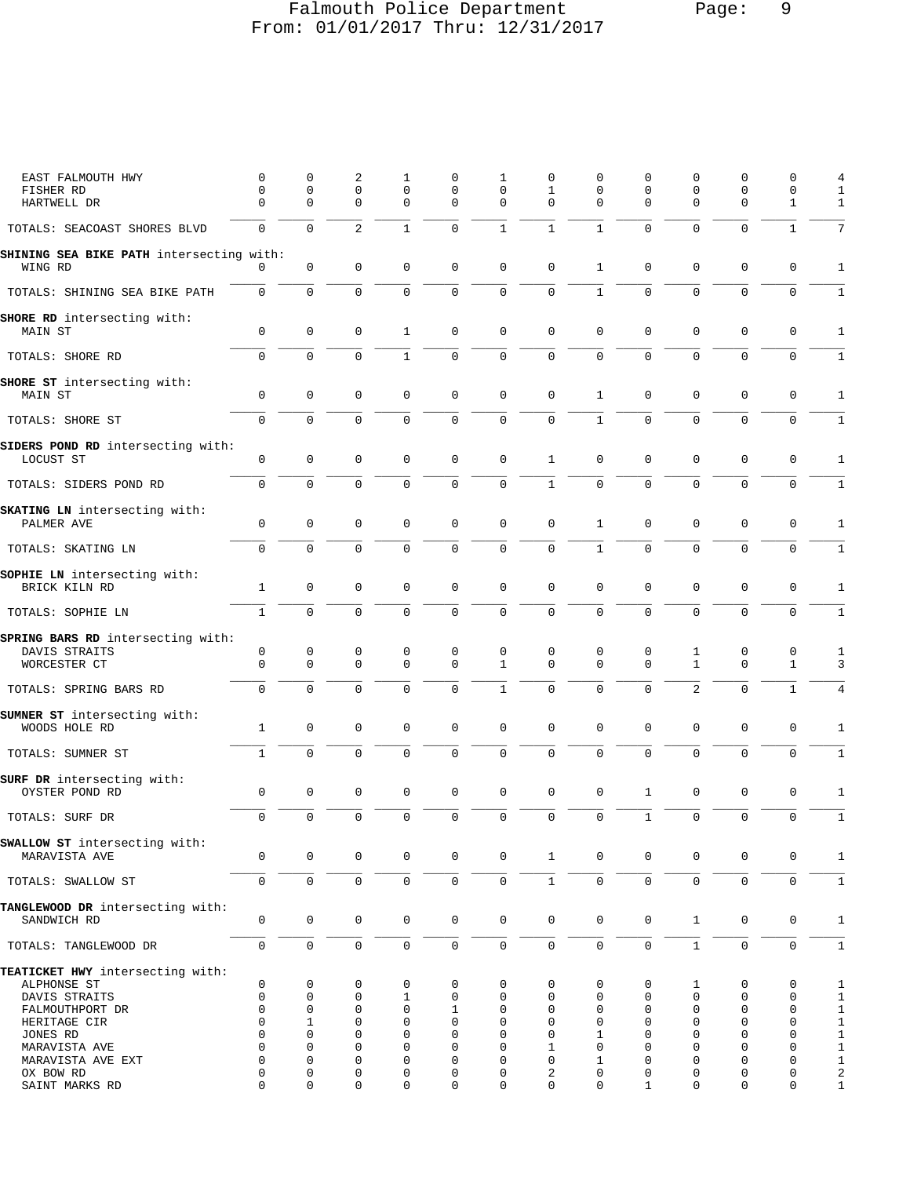| | | | | | | | | | | | | | |
|---|---|---|---|---|---|---|---|---|---|---|---|---|---|
| EAST FALMOUTH HWY | 0 | 0 | 2 | 1 | 0 | 1 | 0 | 0 | 0 | 0 | 0 | 0 | 4 |
| FISHER RD | 0 | 0 | 0 | 0 | 0 | 0 | 1 | 0 | 0 | 0 | 0 | 0 | 1 |
| HARTWELL DR | 0 | 0 | 0 | 0 | 0 | 0 | 0 | 0 | 0 | 0 | 0 | 1 | 1 |
| TOTALS: SEACOAST SHORES BLVD | 0 | 0 | 2 | 1 | 0 | 1 | 1 | 1 | 0 | 0 | 0 | 1 | 7 |
| **SHINING SEA BIKE PATH** intersecting with: | | | | | | | | | | | | | |
| WING RD | 0 | 0 | 0 | 0 | 0 | 0 | 0 | 1 | 0 | 0 | 0 | 0 | 1 |
| TOTALS: SHINING SEA BIKE PATH | 0 | 0 | 0 | 0 | 0 | 0 | 0 | 1 | 0 | 0 | 0 | 0 | 1 |
| **SHORE RD** intersecting with: | | | | | | | | | | | | | |
| MAIN ST | 0 | 0 | 0 | 1 | 0 | 0 | 0 | 0 | 0 | 0 | 0 | 0 | 1 |
| TOTALS: SHORE RD | 0 | 0 | 0 | 1 | 0 | 0 | 0 | 0 | 0 | 0 | 0 | 0 | 1 |
| **SHORE ST** intersecting with: | | | | | | | | | | | | | |
| MAIN ST | 0 | 0 | 0 | 0 | 0 | 0 | 0 | 1 | 0 | 0 | 0 | 0 | 1 |
| TOTALS: SHORE ST | 0 | 0 | 0 | 0 | 0 | 0 | 0 | 1 | 0 | 0 | 0 | 0 | 1 |
| **SIDERS POND RD** intersecting with: | | | | | | | | | | | | | |
| LOCUST ST | 0 | 0 | 0 | 0 | 0 | 0 | 1 | 0 | 0 | 0 | 0 | 0 | 1 |
| TOTALS: SIDERS POND RD | 0 | 0 | 0 | 0 | 0 | 0 | 1 | 0 | 0 | 0 | 0 | 0 | 1 |
| **SKATING LN** intersecting with: | | | | | | | | | | | | | |
| PALMER AVE | 0 | 0 | 0 | 0 | 0 | 0 | 0 | 1 | 0 | 0 | 0 | 0 | 1 |
| TOTALS: SKATING LN | 0 | 0 | 0 | 0 | 0 | 0 | 0 | 1 | 0 | 0 | 0 | 0 | 1 |
| **SOPHIE LN** intersecting with: | | | | | | | | | | | | | |
| BRICK KILN RD | 1 | 0 | 0 | 0 | 0 | 0 | 0 | 0 | 0 | 0 | 0 | 0 | 1 |
| TOTALS: SOPHIE LN | 1 | 0 | 0 | 0 | 0 | 0 | 0 | 0 | 0 | 0 | 0 | 0 | 1 |
| **SPRING BARS RD** intersecting with: | | | | | | | | | | | | | |
| DAVIS STRAITS | 0 | 0 | 0 | 0 | 0 | 0 | 0 | 0 | 0 | 1 | 0 | 0 | 1 |
| WORCESTER CT | 0 | 0 | 0 | 0 | 0 | 1 | 0 | 0 | 0 | 1 | 0 | 1 | 3 |
| TOTALS: SPRING BARS RD | 0 | 0 | 0 | 0 | 0 | 1 | 0 | 0 | 0 | 2 | 0 | 1 | 4 |
| **SUMNER ST** intersecting with: | | | | | | | | | | | | | |
| WOODS HOLE RD | 1 | 0 | 0 | 0 | 0 | 0 | 0 | 0 | 0 | 0 | 0 | 0 | 1 |
| TOTALS: SUMNER ST | 1 | 0 | 0 | 0 | 0 | 0 | 0 | 0 | 0 | 0 | 0 | 0 | 1 |
| **SURF DR** intersecting with: | | | | | | | | | | | | | |
| OYSTER POND RD | 0 | 0 | 0 | 0 | 0 | 0 | 0 | 0 | 1 | 0 | 0 | 0 | 1 |
| TOTALS: SURF DR | 0 | 0 | 0 | 0 | 0 | 0 | 0 | 0 | 1 | 0 | 0 | 0 | 1 |
| **SWALLOW ST** intersecting with: | | | | | | | | | | | | | |
| MARAVISTA AVE | 0 | 0 | 0 | 0 | 0 | 0 | 1 | 0 | 0 | 0 | 0 | 0 | 1 |
| TOTALS: SWALLOW ST | 0 | 0 | 0 | 0 | 0 | 0 | 1 | 0 | 0 | 0 | 0 | 0 | 1 |
| **TANGLEWOOD DR** intersecting with: | | | | | | | | | | | | | |
| SANDWICH RD | 0 | 0 | 0 | 0 | 0 | 0 | 0 | 0 | 0 | 1 | 0 | 0 | 1 |
| TOTALS: TANGLEWOOD DR | 0 | 0 | 0 | 0 | 0 | 0 | 0 | 0 | 0 | 1 | 0 | 0 | 1 |
| **TEATICKET HWY** intersecting with: | | | | | | | | | | | | | |
| ALPHONSE ST | 0 | 0 | 0 | 0 | 0 | 0 | 0 | 0 | 0 | 1 | 0 | 0 | 1 |
| DAVIS STRAITS | 0 | 0 | 0 | 1 | 0 | 0 | 0 | 0 | 0 | 0 | 0 | 0 | 1 |
| FALMOUTHPORT DR | 0 | 0 | 0 | 0 | 1 | 0 | 0 | 0 | 0 | 0 | 0 | 0 | 1 |
| HERITAGE CIR | 0 | 1 | 0 | 0 | 0 | 0 | 0 | 0 | 0 | 0 | 0 | 0 | 1 |
| JONES RD | 0 | 0 | 0 | 0 | 0 | 0 | 0 | 1 | 0 | 0 | 0 | 0 | 1 |
| MARAVISTA AVE | 0 | 0 | 0 | 0 | 0 | 0 | 1 | 0 | 0 | 0 | 0 | 0 | 1 |
| MARAVISTA AVE EXT | 0 | 0 | 0 | 0 | 0 | 0 | 0 | 1 | 0 | 0 | 0 | 0 | 1 |
| OX BOW RD | 0 | 0 | 0 | 0 | 0 | 0 | 2 | 0 | 0 | 0 | 0 | 0 | 2 |
| SAINT MARKS RD | 0 | 0 | 0 | 0 | 0 | 0 | 0 | 0 | 1 | 0 | 0 | 0 | 1 |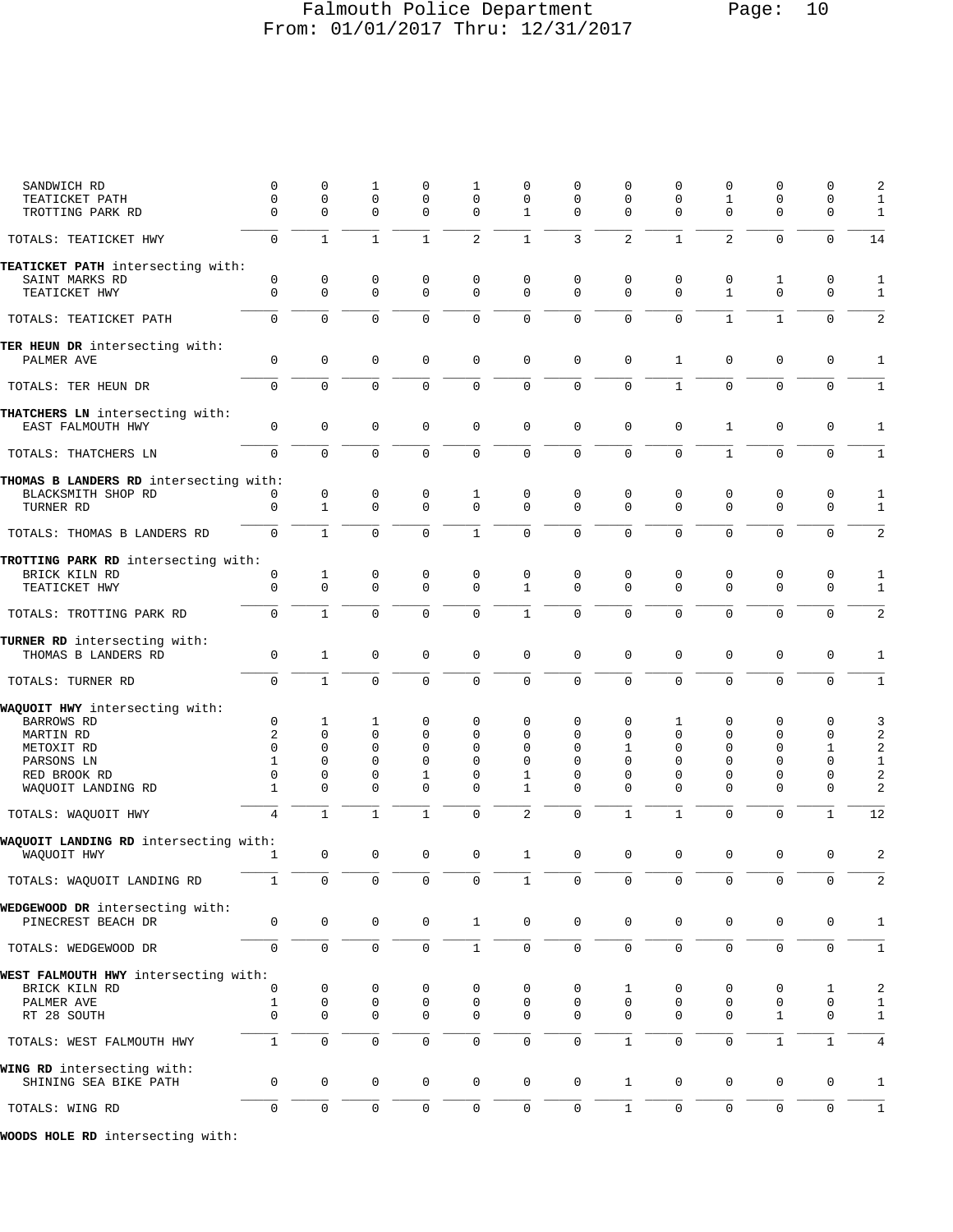| | | | | | | | | | | | | | |
|---|---|---|---|---|---|---|---|---|---|---|---|---|---|
| SANDWICH RD | 0 | 0 | 1 | 0 | 1 | 0 | 0 | 0 | 0 | 0 | 0 | 0 | 2 |
| TEATICKET PATH | 0 | 0 | 0 | 0 | 0 | 0 | 0 | 0 | 0 | 1 | 0 | 0 | 1 |
| TROTTING PARK RD | 0 | 0 | 0 | 0 | 0 | 1 | 0 | 0 | 0 | 0 | 0 | 0 | 1 |
| TOTALS: TEATICKET HWY | 0 | 1 | 1 | 1 | 2 | 1 | 3 | 2 | 1 | 2 | 0 | 0 | 14 |
| **TEATICKET PATH** intersecting with: | | | | | | | | | | | | | |
| SAINT MARKS RD | 0 | 0 | 0 | 0 | 0 | 0 | 0 | 0 | 0 | 0 | 1 | 0 | 1 |
| TEATICKET HWY | 0 | 0 | 0 | 0 | 0 | 0 | 0 | 0 | 0 | 1 | 0 | 0 | 1 |
| TOTALS: TEATICKET PATH | 0 | 0 | 0 | 0 | 0 | 0 | 0 | 0 | 0 | 1 | 1 | 0 | 2 |
| **TER HEUN DR** intersecting with: | | | | | | | | | | | | | |
| PALMER AVE | 0 | 0 | 0 | 0 | 0 | 0 | 0 | 0 | 1 | 0 | 0 | 0 | 1 |
| TOTALS: TER HEUN DR | 0 | 0 | 0 | 0 | 0 | 0 | 0 | 0 | 1 | 0 | 0 | 0 | 1 |
| **THATCHERS LN** intersecting with: | | | | | | | | | | | | | |
| EAST FALMOUTH HWY | 0 | 0 | 0 | 0 | 0 | 0 | 0 | 0 | 0 | 1 | 0 | 0 | 1 |
| TOTALS: THATCHERS LN | 0 | 0 | 0 | 0 | 0 | 0 | 0 | 0 | 0 | 1 | 0 | 0 | 1 |
| **THOMAS B LANDERS RD** intersecting with: | | | | | | | | | | | | | |
| BLACKSMITH SHOP RD | 0 | 0 | 0 | 0 | 1 | 0 | 0 | 0 | 0 | 0 | 0 | 0 | 1 |
| TURNER RD | 0 | 1 | 0 | 0 | 0 | 0 | 0 | 0 | 0 | 0 | 0 | 0 | 1 |
| TOTALS: THOMAS B LANDERS RD | 0 | 1 | 0 | 0 | 1 | 0 | 0 | 0 | 0 | 0 | 0 | 0 | 2 |
| **TROTTING PARK RD** intersecting with: | | | | | | | | | | | | | |
| BRICK KILN RD | 0 | 1 | 0 | 0 | 0 | 0 | 0 | 0 | 0 | 0 | 0 | 0 | 1 |
| TEATICKET HWY | 0 | 0 | 0 | 0 | 0 | 1 | 0 | 0 | 0 | 0 | 0 | 0 | 1 |
| TOTALS: TROTTING PARK RD | 0 | 1 | 0 | 0 | 0 | 1 | 0 | 0 | 0 | 0 | 0 | 0 | 2 |
| **TURNER RD** intersecting with: | | | | | | | | | | | | | |
| THOMAS B LANDERS RD | 0 | 1 | 0 | 0 | 0 | 0 | 0 | 0 | 0 | 0 | 0 | 0 | 1 |
| TOTALS: TURNER RD | 0 | 1 | 0 | 0 | 0 | 0 | 0 | 0 | 0 | 0 | 0 | 0 | 1 |
| **WAQUOIT HWY** intersecting with: | | | | | | | | | | | | | |
| BARROWS RD | 0 | 1 | 1 | 0 | 0 | 0 | 0 | 0 | 1 | 0 | 0 | 0 | 3 |
| MARTIN RD | 2 | 0 | 0 | 0 | 0 | 0 | 0 | 0 | 0 | 0 | 0 | 0 | 2 |
| METOXIT RD | 0 | 0 | 0 | 0 | 0 | 0 | 0 | 1 | 0 | 0 | 0 | 1 | 2 |
| PARSONS LN | 1 | 0 | 0 | 0 | 0 | 0 | 0 | 0 | 0 | 0 | 0 | 0 | 1 |
| RED BROOK RD | 0 | 0 | 0 | 1 | 0 | 1 | 0 | 0 | 0 | 0 | 0 | 0 | 2 |
| WAQUOIT LANDING RD | 1 | 0 | 0 | 0 | 0 | 1 | 0 | 0 | 0 | 0 | 0 | 0 | 2 |
| TOTALS: WAQUOIT HWY | 4 | 1 | 1 | 1 | 0 | 2 | 0 | 1 | 1 | 0 | 0 | 1 | 12 |
| **WAQUOIT LANDING RD** intersecting with: | | | | | | | | | | | | | |
| WAQUOIT HWY | 1 | 0 | 0 | 0 | 0 | 1 | 0 | 0 | 0 | 0 | 0 | 0 | 2 |
| TOTALS: WAQUOIT LANDING RD | 1 | 0 | 0 | 0 | 0 | 1 | 0 | 0 | 0 | 0 | 0 | 0 | 2 |
| **WEDGEWOOD DR** intersecting with: | | | | | | | | | | | | | |
| PINECREST BEACH DR | 0 | 0 | 0 | 0 | 1 | 0 | 0 | 0 | 0 | 0 | 0 | 0 | 1 |
| TOTALS: WEDGEWOOD DR | 0 | 0 | 0 | 0 | 1 | 0 | 0 | 0 | 0 | 0 | 0 | 0 | 1 |
| **WEST FALMOUTH HWY** intersecting with: | | | | | | | | | | | | | |
| BRICK KILN RD | 0 | 0 | 0 | 0 | 0 | 0 | 0 | 1 | 0 | 0 | 0 | 1 | 2 |
| PALMER AVE | 1 | 0 | 0 | 0 | 0 | 0 | 0 | 0 | 0 | 0 | 0 | 0 | 1 |
| RT 28 SOUTH | 0 | 0 | 0 | 0 | 0 | 0 | 0 | 0 | 0 | 0 | 1 | 0 | 1 |
| TOTALS: WEST FALMOUTH HWY | 1 | 0 | 0 | 0 | 0 | 0 | 0 | 1 | 0 | 0 | 1 | 1 | 4 |
| **WING RD** intersecting with: | | | | | | | | | | | | | |
| SHINING SEA BIKE PATH | 0 | 0 | 0 | 0 | 0 | 0 | 0 | 1 | 0 | 0 | 0 | 0 | 1 |
| TOTALS: WING RD | 0 | 0 | 0 | 0 | 0 | 0 | 0 | 1 | 0 | 0 | 0 | 0 | 1 |

**WOODS HOLE RD** intersecting with: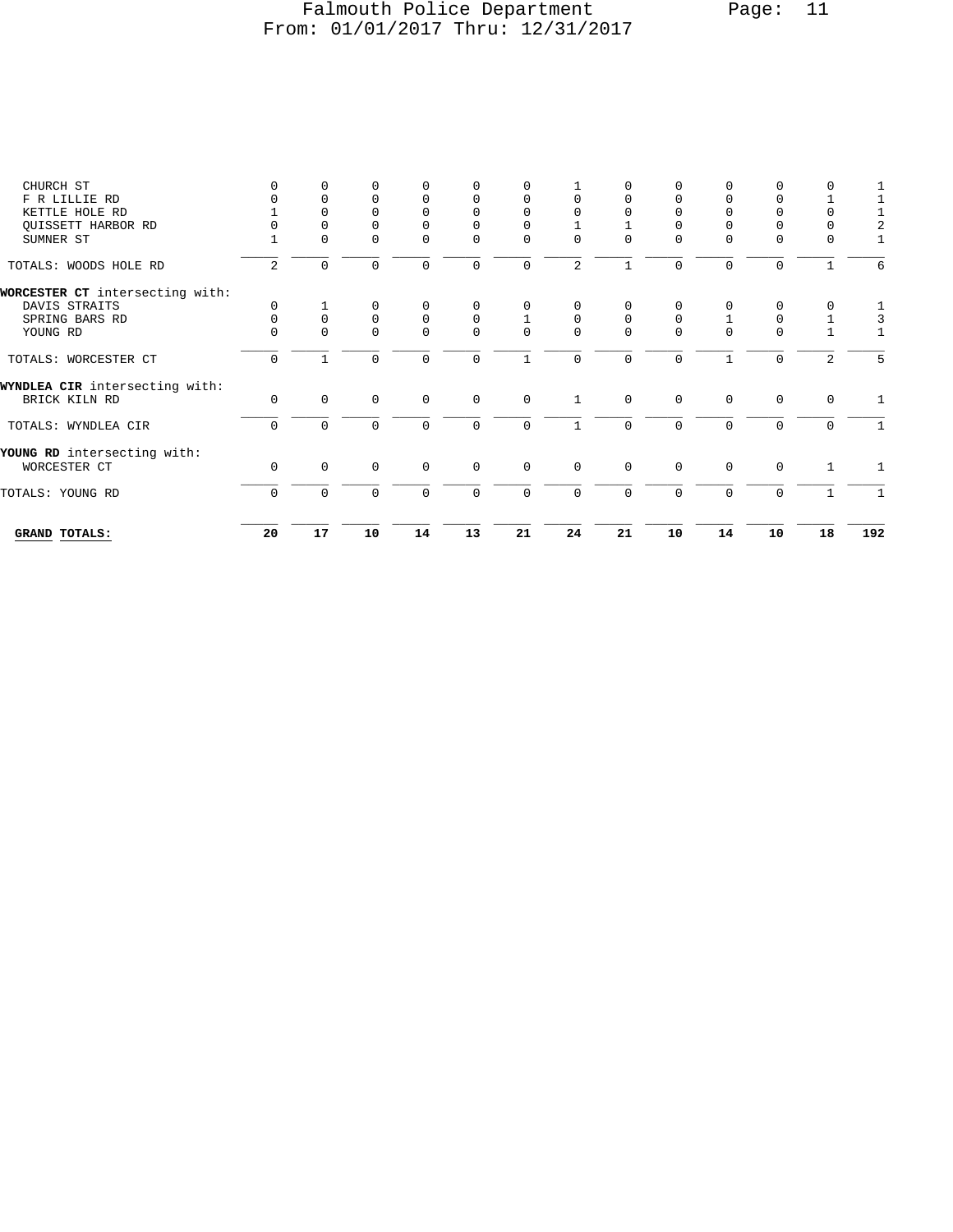| | | | | | | | | | | | | | |
|---|---|---|---|---|---|---|---|---|---|---|---|---|---|
| CHURCH ST | 0 | 0 | 0 | 0 | 0 | 0 | 1 | 0 | 0 | 0 | 0 | 0 | 1 |
| F R LILLIE RD | 0 | 0 | 0 | 0 | 0 | 0 | 0 | 0 | 0 | 0 | 0 | 1 | 1 |
| KETTLE HOLE RD | 1 | 0 | 0 | 0 | 0 | 0 | 0 | 0 | 0 | 0 | 0 | 0 | 1 |
| QUISSETT HARBOR RD | 0 | 0 | 0 | 0 | 0 | 0 | 1 | 1 | 0 | 0 | 0 | 0 | 2 |
| SUMNER ST | 1 | 0 | 0 | 0 | 0 | 0 | 0 | 0 | 0 | 0 | 0 | 0 | 1 |
| TOTALS: WOODS HOLE RD | 2 | 0 | 0 | 0 | 0 | 0 | 2 | 1 | 0 | 0 | 0 | 1 | 6 |
| **WORCESTER CT** intersecting with: | | | | | | | | | | | | | |
| DAVIS STRAITS | 0 | 1 | 0 | 0 | 0 | 0 | 0 | 0 | 0 | 0 | 0 | 0 | 1 |
| SPRING BARS RD | 0 | 0 | 0 | 0 | 0 | 1 | 0 | 0 | 0 | 1 | 0 | 1 | 3 |
| YOUNG RD | 0 | 0 | 0 | 0 | 0 | 0 | 0 | 0 | 0 | 0 | 0 | 1 | 1 |
| TOTALS: WORCESTER CT | 0 | 1 | 0 | 0 | 0 | 1 | 0 | 0 | 0 | 1 | 0 | 2 | 5 |
| **WYNDLEA CIR** intersecting with: | | | | | | | | | | | | | |
| BRICK KILN RD | 0 | 0 | 0 | 0 | 0 | 0 | 1 | 0 | 0 | 0 | 0 | 0 | 1 |
| TOTALS: WYNDLEA CIR | 0 | 0 | 0 | 0 | 0 | 0 | 1 | 0 | 0 | 0 | 0 | 0 | 1 |
| **YOUNG RD** intersecting with: | | | | | | | | | | | | | |
| WORCESTER CT | 0 | 0 | 0 | 0 | 0 | 0 | 0 | 0 | 0 | 0 | 0 | 1 | 1 |
| TOTALS: YOUNG RD | 0 | 0 | 0 | 0 | 0 | 0 | 0 | 0 | 0 | 0 | 0 | 1 | 1 |
| **GRAND TOTALS:** | **20** | **17** | **10** | **14** | **13** | **21** | **24** | **21** | **10** | **14** | **10** | **18** | **192** |